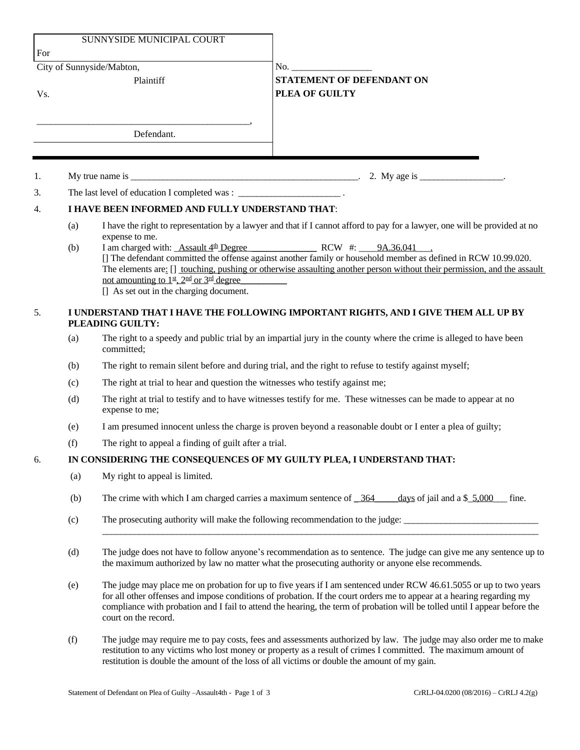| SUNNYSIDE MUNICIPAL COURT For | |
|---|---|
| City of Sunnyside/Mabton, Plaintiff | No. _________________ |
| Vs. | **STATEMENT OF DEFENDANT ON PLEA OF GUILTY** |
| _____________________________________________, Defendant. | |

1. My true name is ___________________________________________________. 2. My age is __________________.

3. The last level of education I completed was : ______________________ .

4. **I HAVE BEEN INFORMED AND FULLY UNDERSTAND THAT**:

   (a) I have the right to representation by a lawyer and that if I cannot afford to pay for a lawyer, one will be provided at no expense to me.

   (b) I am charged with: _Assault 4th Degree_______________ RCW #: ____9A.36.041___.
   [] The defendant committed the offense against another family or household member as defined in RCW 10.99.020.
   The elements are: [] touching, pushing or otherwise assaulting another person without their permission, and the assault not amounting to 1st, 2nd or 3rd degree__________
   [] As set out in the charging document.

5. **I UNDERSTAND THAT I HAVE THE FOLLOWING IMPORTANT RIGHTS, AND I GIVE THEM ALL UP BY PLEADING GUILTY:**

   (a) The right to a speedy and public trial by an impartial jury in the county where the crime is alleged to have been committed;

   (b) The right to remain silent before and during trial, and the right to refuse to testify against myself;

   (c) The right at trial to hear and question the witnesses who testify against me;

   (d) The right at trial to testify and to have witnesses testify for me. These witnesses can be made to appear at no expense to me;

   (e) I am presumed innocent unless the charge is proven beyond a reasonable doubt or I enter a plea of guilty;

   (f) The right to appeal a finding of guilt after a trial.

6. **IN CONSIDERING THE CONSEQUENCES OF MY GUILTY PLEA, I UNDERSTAND THAT:**

   (a) My right to appeal is limited.

   (b) The crime with which I am charged carries a maximum sentence of _364_____days of jail and a $_5,000___ fine.

   (c) The prosecuting authority will make the following recommendation to the judge: _____________________________
   ____________________________________________________________________________________________________

   (d) The judge does not have to follow anyone's recommendation as to sentence. The judge can give me any sentence up to the maximum authorized by law no matter what the prosecuting authority or anyone else recommends.

   (e) The judge may place me on probation for up to five years if I am sentenced under RCW 46.61.5055 or up to two years for all other offenses and impose conditions of probation. If the court orders me to appear at a hearing regarding my compliance with probation and I fail to attend the hearing, the term of probation will be tolled until I appear before the court on the record.

   (f) The judge may require me to pay costs, fees and assessments authorized by law. The judge may also order me to make restitution to any victims who lost money or property as a result of crimes I committed. The maximum amount of restitution is double the amount of the loss of all victims or double the amount of my gain.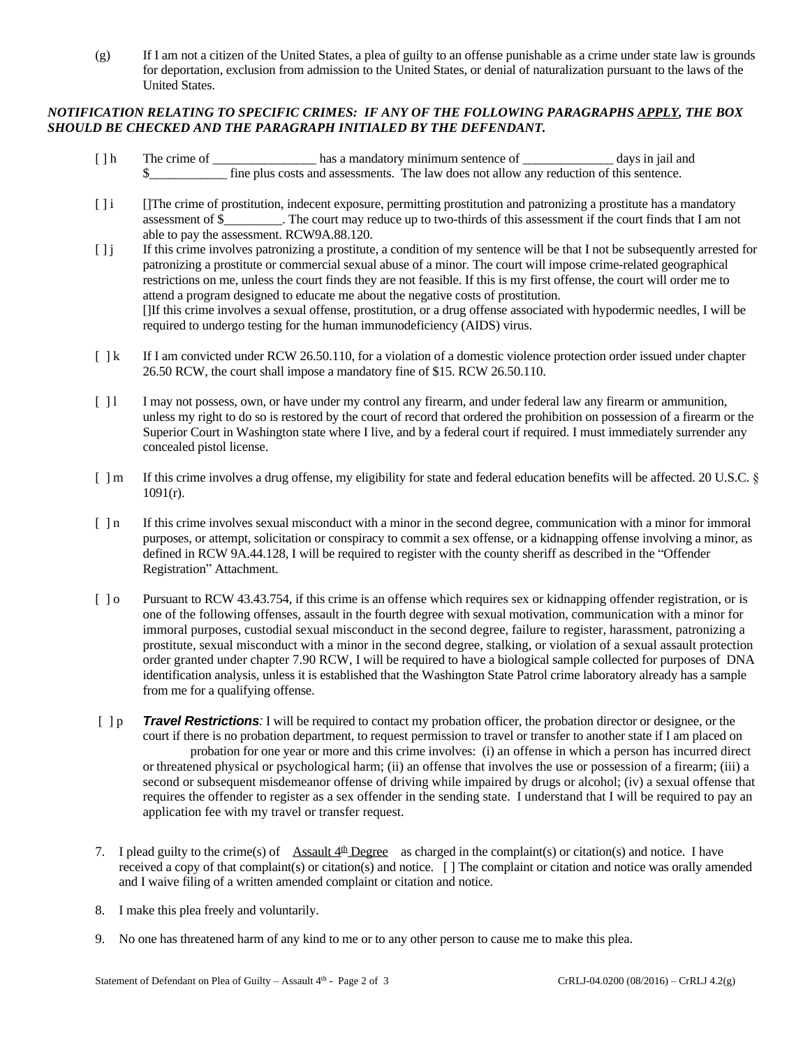(g) If I am not a citizen of the United States, a plea of guilty to an offense punishable as a crime under state law is grounds for deportation, exclusion from admission to the United States, or denial of naturalization pursuant to the laws of the United States.

***NOTIFICATION RELATING TO SPECIFIC CRIMES: IF ANY OF THE FOLLOWING PARAGRAPHS APPLY, THE BOX SHOULD BE CHECKED AND THE PARAGRAPH INITIALED BY THE DEFENDANT.***

[ ] h The crime of ________________ has a mandatory minimum sentence of ______________ days in jail and $____________ fine plus costs and assessments. The law does not allow any reduction of this sentence.

[ ] i []The crime of prostitution, indecent exposure, permitting prostitution and patronizing a prostitute has a mandatory assessment of $_________. The court may reduce up to two-thirds of this assessment if the court finds that I am not able to pay the assessment. RCW9A.88.120.

[ ] j If this crime involves patronizing a prostitute, a condition of my sentence will be that I not be subsequently arrested for patronizing a prostitute or commercial sexual abuse of a minor. The court will impose crime-related geographical restrictions on me, unless the court finds they are not feasible. If this is my first offense, the court will order me to attend a program designed to educate me about the negative costs of prostitution.
[]If this crime involves a sexual offense, prostitution, or a drug offense associated with hypodermic needles, I will be required to undergo testing for the human immunodeficiency (AIDS) virus.

[ ] k If I am convicted under RCW 26.50.110, for a violation of a domestic violence protection order issued under chapter 26.50 RCW, the court shall impose a mandatory fine of $15. RCW 26.50.110.

[ ] l I may not possess, own, or have under my control any firearm, and under federal law any firearm or ammunition, unless my right to do so is restored by the court of record that ordered the prohibition on possession of a firearm or the Superior Court in Washington state where I live, and by a federal court if required. I must immediately surrender any concealed pistol license.

[ ] m If this crime involves a drug offense, my eligibility for state and federal education benefits will be affected. 20 U.S.C. § 1091(r).

[ ] n If this crime involves sexual misconduct with a minor in the second degree, communication with a minor for immoral purposes, or attempt, solicitation or conspiracy to commit a sex offense, or a kidnapping offense involving a minor, as defined in RCW 9A.44.128, I will be required to register with the county sheriff as described in the "Offender Registration" Attachment.

[ ] o Pursuant to RCW 43.43.754, if this crime is an offense which requires sex or kidnapping offender registration, or is one of the following offenses, assault in the fourth degree with sexual motivation, communication with a minor for immoral purposes, custodial sexual misconduct in the second degree, failure to register, harassment, patronizing a prostitute, sexual misconduct with a minor in the second degree, stalking, or violation of a sexual assault protection order granted under chapter 7.90 RCW, I will be required to have a biological sample collected for purposes of DNA identification analysis, unless it is established that the Washington State Patrol crime laboratory already has a sample from me for a qualifying offense.

[ ] p ***Travel Restrictions****:* I will be required to contact my probation officer, the probation director or designee, or the court if there is no probation department, to request permission to travel or transfer to another state if I am placed on probation for one year or more and this crime involves: (i) an offense in which a person has incurred direct or threatened physical or psychological harm; (ii) an offense that involves the use or possession of a firearm; (iii) a second or subsequent misdemeanor offense of driving while impaired by drugs or alcohol; (iv) a sexual offense that requires the offender to register as a sex offender in the sending state. I understand that I will be required to pay an application fee with my travel or transfer request.

7. I plead guilty to the crime(s) of Assault 4th Degree as charged in the complaint(s) or citation(s) and notice. I have received a copy of that complaint(s) or citation(s) and notice. [ ] The complaint or citation and notice was orally amended and I waive filing of a written amended complaint or citation and notice.

8. I make this plea freely and voluntarily.

9. No one has threatened harm of any kind to me or to any other person to cause me to make this plea.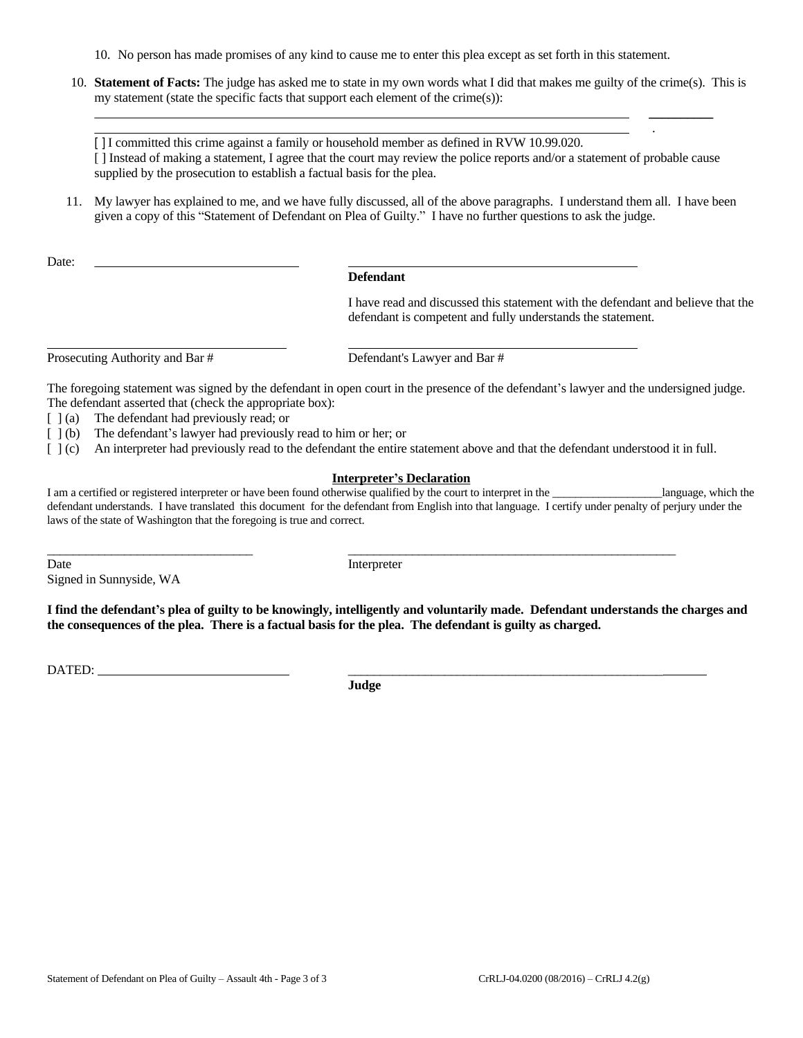10. No person has made promises of any kind to cause me to enter this plea except as set forth in this statement.

10. **Statement of Facts:** The judge has asked me to state in my own words what I did that makes me guilty of the crime(s). This is my statement (state the specific facts that support each element of the crime(s)):

______________________________________________________________________________________________

______________________________________________________________________________________________.

[ ] I committed this crime against a family or household member as defined in RVW 10.99.020.

[ ] Instead of making a statement, I agree that the court may review the police reports and/or a statement of probable cause supplied by the prosecution to establish a factual basis for the plea.

11. My lawyer has explained to me, and we have fully discussed, all of the above paragraphs. I understand them all. I have been given a copy of this "Statement of Defendant on Plea of Guilty." I have no further questions to ask the judge.

Date: ______________________________ ______________________________________________

**Defendant**

I have read and discussed this statement with the defendant and believe that the defendant is competent and fully understands the statement.

______________________________________ ______________________________________________

Prosecuting Authority and Bar # Defendant's Lawyer and Bar #

The foregoing statement was signed by the defendant in open court in the presence of the defendant's lawyer and the undersigned judge. The defendant asserted that (check the appropriate box):

[ ] (a) The defendant had previously read; or

[ ] (b) The defendant's lawyer had previously read to him or her; or

[ ] (c) An interpreter had previously read to the defendant the entire statement above and that the defendant understood it in full.

## Interpreter's Declaration

I am a certified or registered interpreter or have been found otherwise qualified by the court to interpret in the ___________________language, which the defendant understands. I have translated this document for the defendant from English into that language. I certify under penalty of perjury under the laws of the state of Washington that the foregoing is true and correct.

________________________________ ________________________________________________________

Date Interpreter

Signed in Sunnyside, WA

**I find the defendant's plea of guilty to be knowingly, intelligently and voluntarily made. Defendant understands the charges and the consequences of the plea. There is a factual basis for the plea. The defendant is guilty as charged.**

DATED: ____________________________ ______________________________________________________

**Judge**

Statement of Defendant on Plea of Guilty – Assault 4th - Page 3 of 3 CrRLJ-04.0200 (08/2016) – CrRLJ 4.2(g)